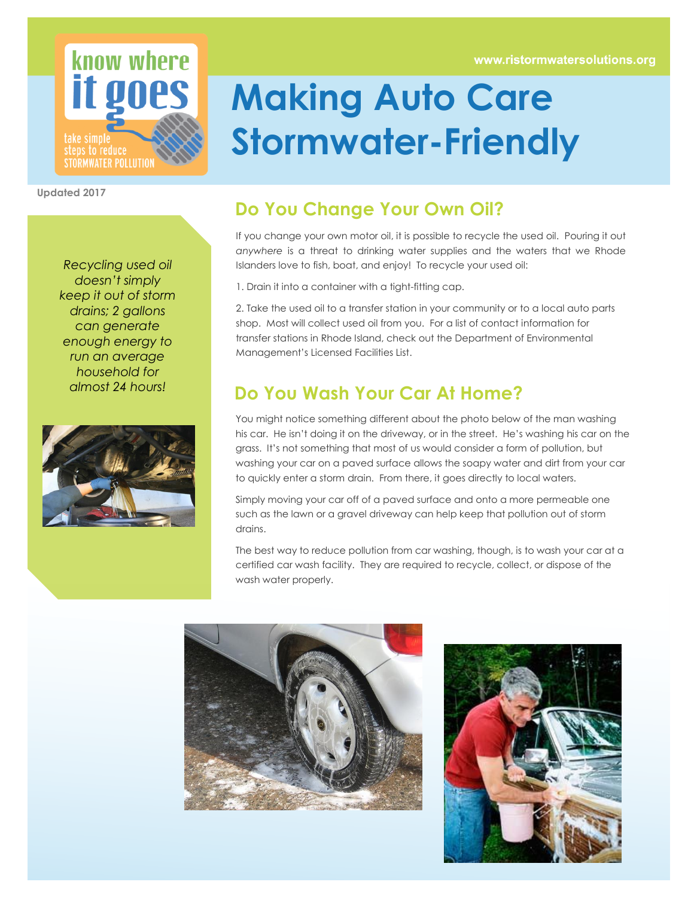know where it goes

take simple steps to reduce STORMWATER POLLUTION

www.ristormwatersolutions.org

# Making Auto Care Stormwater-Friendly

**Updated 2017**

*Recycling used oil doesn't simply keep it out of storm drains; 2 gallons can generate enough energy to run an average household for almost 24 hours!*

## Do You Change Your Own Oil?

If you change your own motor oil, it is possible to recycle the used oil. Pouring it out *anywhere* is a threat to drinking water supplies and the waters that we Rhode Islanders love to fish, boat, and enjoy! To recycle your used oil:

1. Drain it into a container with a tight-fitting cap.

2. Take the used oil to a transfer station in your community or to a local auto parts shop. Most will collect used oil from you. For a list of contact information for transfer stations in Rhode Island, check out the Department of Environmental Management's Licensed Facilities List.

## Do You Wash Your Car At Home?

You might notice something different about the photo below of the man washing his car. He isn't doing it on the driveway, or in the street. He's washing his car on the grass. It's not something that most of us would consider a form of pollution, but washing your car on a paved surface allows the soapy water and dirt from your car to quickly enter a storm drain. From there, it goes directly to local waters.

Simply moving your car off of a paved surface and onto a more permeable one such as the lawn or a gravel driveway can help keep that pollution out of storm drains.

The best way to reduce pollution from car washing, though, is to wash your car at a certified car wash facility. They are required to recycle, collect, or dispose of the wash water properly.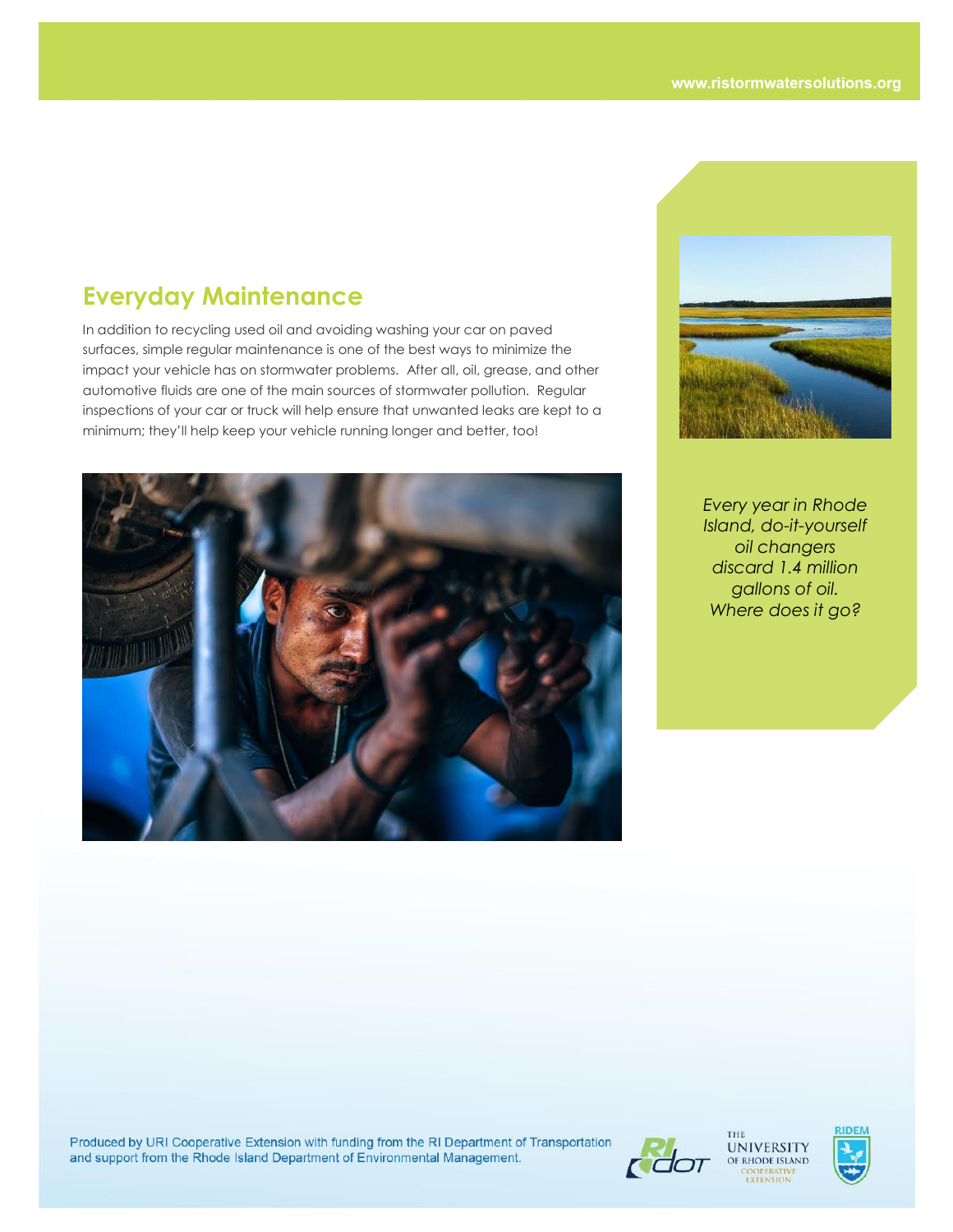## Everyday Maintenance

In addition to recycling used oil and avoiding washing your car on paved surfaces, simple regular maintenance is one of the best ways to minimize the impact your vehicle has on stormwater problems. After all, oil, grease, and other automotive fluids are one of the main sources of stormwater pollution. Regular inspections of your car or truck will help ensure that unwanted leaks are kept to a minimum; they'll help keep your vehicle running longer and better, too!

*Every year in Rhode Island, do-it-yourself oil changers discard 1.4 million gallons of oil. Where does it go?*

Produced by URI Cooperative Extension with funding from the RI Department of Transportation and support from the Rhode Island Department of Environmental Management.